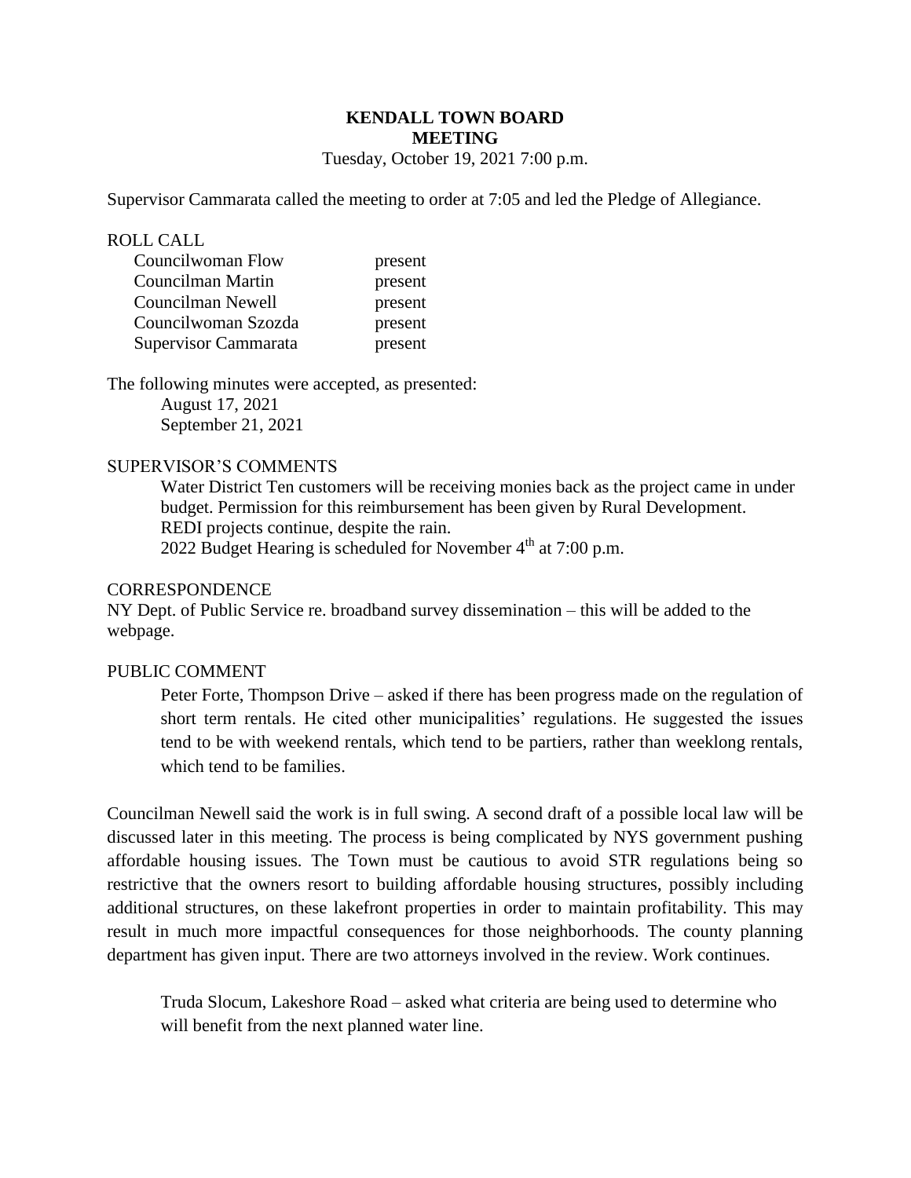# KENDALL TOWN BOARD MEETING

Tuesday, October 19, 2021 7:00 p.m.

Supervisor Cammarata called the meeting to order at 7:05 and led the Pledge of Allegiance.

ROLL CALL

| | |
|---|---|
| Councilwoman Flow | present |
| Councilman Martin | present |
| Councilman Newell | present |
| Councilwoman Szozda | present |
| Supervisor Cammarata | present |

The following minutes were accepted, as presented:

August 17, 2021
September 21, 2021

SUPERVISOR'S COMMENTS

Water District Ten customers will be receiving monies back as the project came in under budget. Permission for this reimbursement has been given by Rural Development.
REDI projects continue, despite the rain.
2022 Budget Hearing is scheduled for November 4th at 7:00 p.m.

CORRESPONDENCE

NY Dept. of Public Service re. broadband survey dissemination – this will be added to the webpage.

PUBLIC COMMENT

Peter Forte, Thompson Drive – asked if there has been progress made on the regulation of short term rentals. He cited other municipalities' regulations. He suggested the issues tend to be with weekend rentals, which tend to be partiers, rather than weeklong rentals, which tend to be families.

Councilman Newell said the work is in full swing. A second draft of a possible local law will be discussed later in this meeting. The process is being complicated by NYS government pushing affordable housing issues. The Town must be cautious to avoid STR regulations being so restrictive that the owners resort to building affordable housing structures, possibly including additional structures, on these lakefront properties in order to maintain profitability. This may result in much more impactful consequences for those neighborhoods. The county planning department has given input. There are two attorneys involved in the review. Work continues.

Truda Slocum, Lakeshore Road – asked what criteria are being used to determine who will benefit from the next planned water line.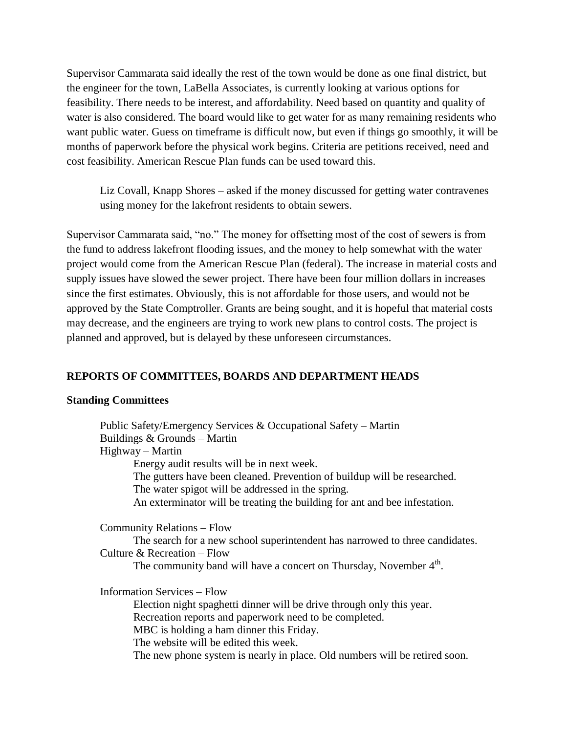Supervisor Cammarata said ideally the rest of the town would be done as one final district, but the engineer for the town, LaBella Associates, is currently looking at various options for feasibility. There needs to be interest, and affordability. Need based on quantity and quality of water is also considered. The board would like to get water for as many remaining residents who want public water. Guess on timeframe is difficult now, but even if things go smoothly, it will be months of paperwork before the physical work begins. Criteria are petitions received, need and cost feasibility. American Rescue Plan funds can be used toward this.

> Liz Covall, Knapp Shores – asked if the money discussed for getting water contravenes using money for the lakefront residents to obtain sewers.

Supervisor Cammarata said, "no." The money for offsetting most of the cost of sewers is from the fund to address lakefront flooding issues, and the money to help somewhat with the water project would come from the American Rescue Plan (federal). The increase in material costs and supply issues have slowed the sewer project. There have been four million dollars in increases since the first estimates. Obviously, this is not affordable for those users, and would not be approved by the State Comptroller. Grants are being sought, and it is hopeful that material costs may decrease, and the engineers are trying to work new plans to control costs. The project is planned and approved, but is delayed by these unforeseen circumstances.

## REPORTS OF COMMITTEES, BOARDS AND DEPARTMENT HEADS

### Standing Committees

Public Safety/Emergency Services & Occupational Safety – Martin
Buildings & Grounds – Martin
Highway – Martin

- Energy audit results will be in next week.
- The gutters have been cleaned. Prevention of buildup will be researched.
- The water spigot will be addressed in the spring.
- An exterminator will be treating the building for ant and bee infestation.

Community Relations – Flow

- The search for a new school superintendent has narrowed to three candidates.

Culture & Recreation – Flow

- The community band will have a concert on Thursday, November 4th.

Information Services – Flow

- Election night spaghetti dinner will be drive through only this year.
- Recreation reports and paperwork need to be completed.
- MBC is holding a ham dinner this Friday.
- The website will be edited this week.
- The new phone system is nearly in place. Old numbers will be retired soon.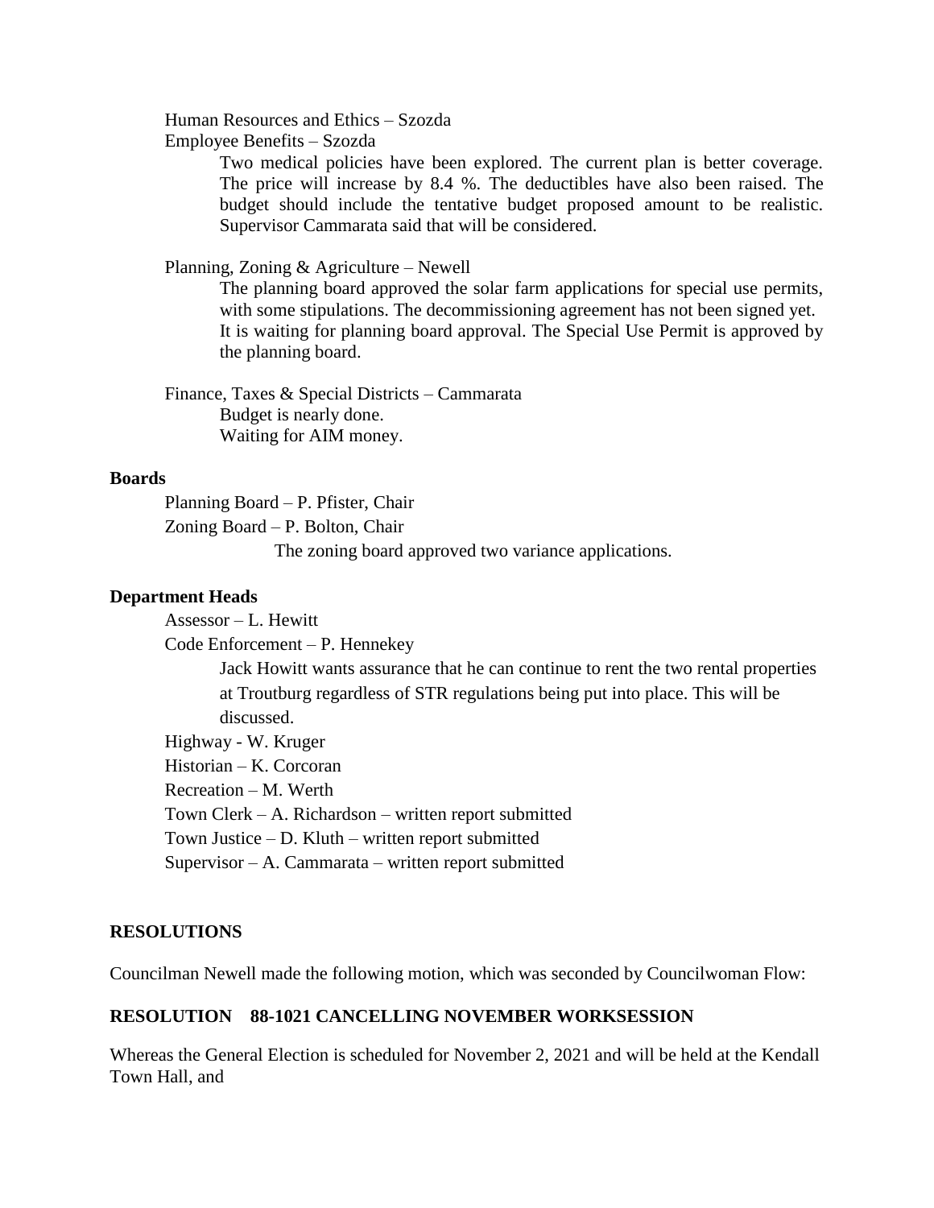Human Resources and Ethics – Szozda

Employee Benefits – Szozda

Two medical policies have been explored. The current plan is better coverage. The price will increase by 8.4 %. The deductibles have also been raised. The budget should include the tentative budget proposed amount to be realistic. Supervisor Cammarata said that will be considered.

Planning, Zoning & Agriculture – Newell

The planning board approved the solar farm applications for special use permits, with some stipulations. The decommissioning agreement has not been signed yet. It is waiting for planning board approval. The Special Use Permit is approved by the planning board.

Finance, Taxes & Special Districts – Cammarata

Budget is nearly done.
Waiting for AIM money.

**Boards**

Planning Board – P. Pfister, Chair

Zoning Board – P. Bolton, Chair

The zoning board approved two variance applications.

**Department Heads**

Assessor – L. Hewitt

Code Enforcement – P. Hennekey

Jack Howitt wants assurance that he can continue to rent the two rental properties at Troutburg regardless of STR regulations being put into place. This will be discussed.

Highway - W. Kruger

Historian – K. Corcoran

Recreation – M. Werth

Town Clerk – A. Richardson – written report submitted

Town Justice – D. Kluth – written report submitted

Supervisor – A. Cammarata – written report submitted

**RESOLUTIONS**

Councilman Newell made the following motion, which was seconded by Councilwoman Flow:

**RESOLUTION 88-1021 CANCELLING NOVEMBER WORKSESSION**

Whereas the General Election is scheduled for November 2, 2021 and will be held at the Kendall Town Hall, and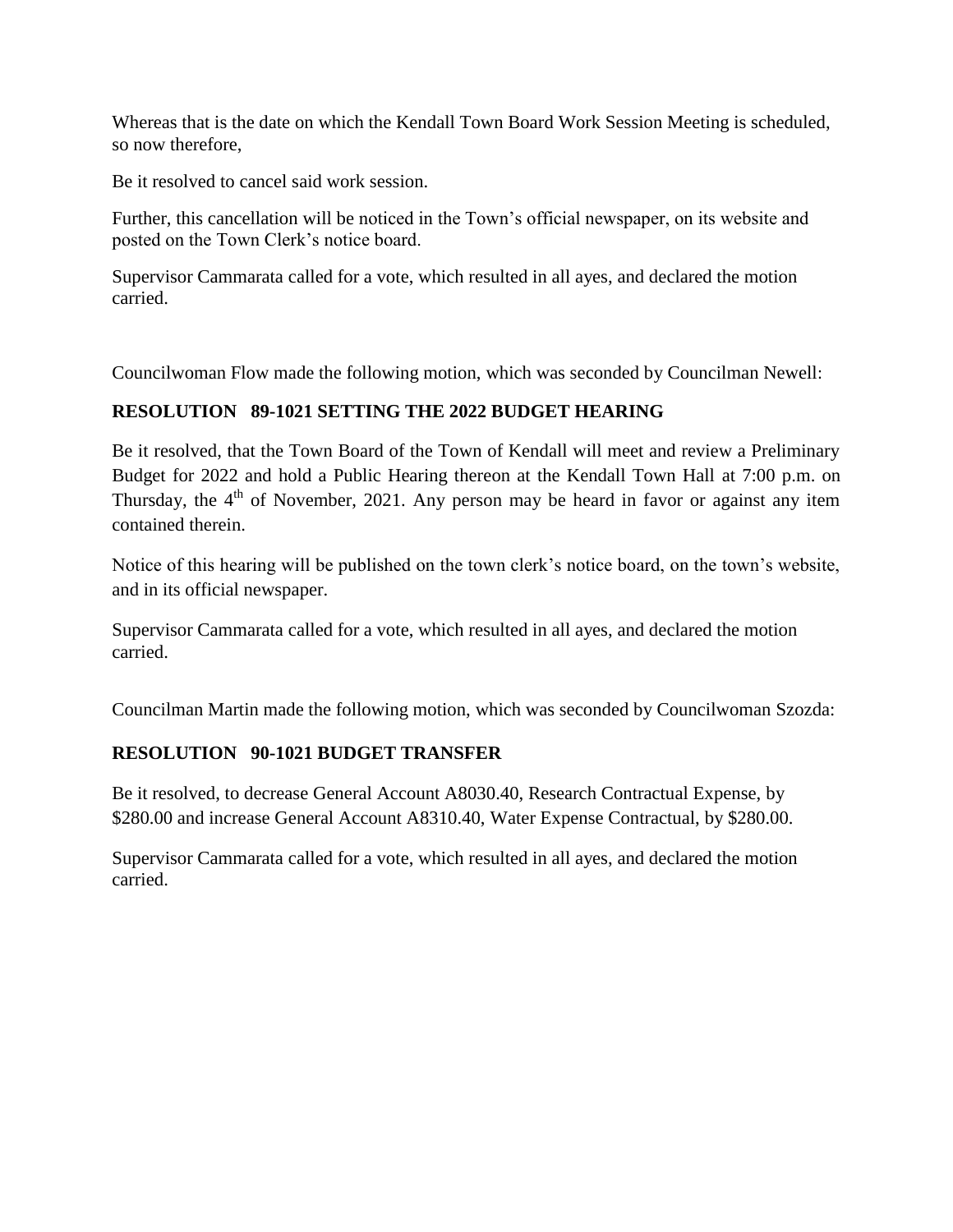Whereas that is the date on which the Kendall Town Board Work Session Meeting is scheduled, so now therefore,

Be it resolved to cancel said work session.

Further, this cancellation will be noticed in the Town's official newspaper, on its website and posted on the Town Clerk's notice board.

Supervisor Cammarata called for a vote, which resulted in all ayes, and declared the motion carried.

Councilwoman Flow made the following motion, which was seconded by Councilman Newell:

**RESOLUTION 89-1021 SETTING THE 2022 BUDGET HEARING**

Be it resolved, that the Town Board of the Town of Kendall will meet and review a Preliminary Budget for 2022 and hold a Public Hearing thereon at the Kendall Town Hall at 7:00 p.m. on Thursday, the 4th of November, 2021. Any person may be heard in favor or against any item contained therein.

Notice of this hearing will be published on the town clerk's notice board, on the town's website, and in its official newspaper.

Supervisor Cammarata called for a vote, which resulted in all ayes, and declared the motion carried.

Councilman Martin made the following motion, which was seconded by Councilwoman Szozda:

**RESOLUTION 90-1021 BUDGET TRANSFER**

Be it resolved, to decrease General Account A8030.40, Research Contractual Expense, by $280.00 and increase General Account A8310.40, Water Expense Contractual, by $280.00.

Supervisor Cammarata called for a vote, which resulted in all ayes, and declared the motion carried.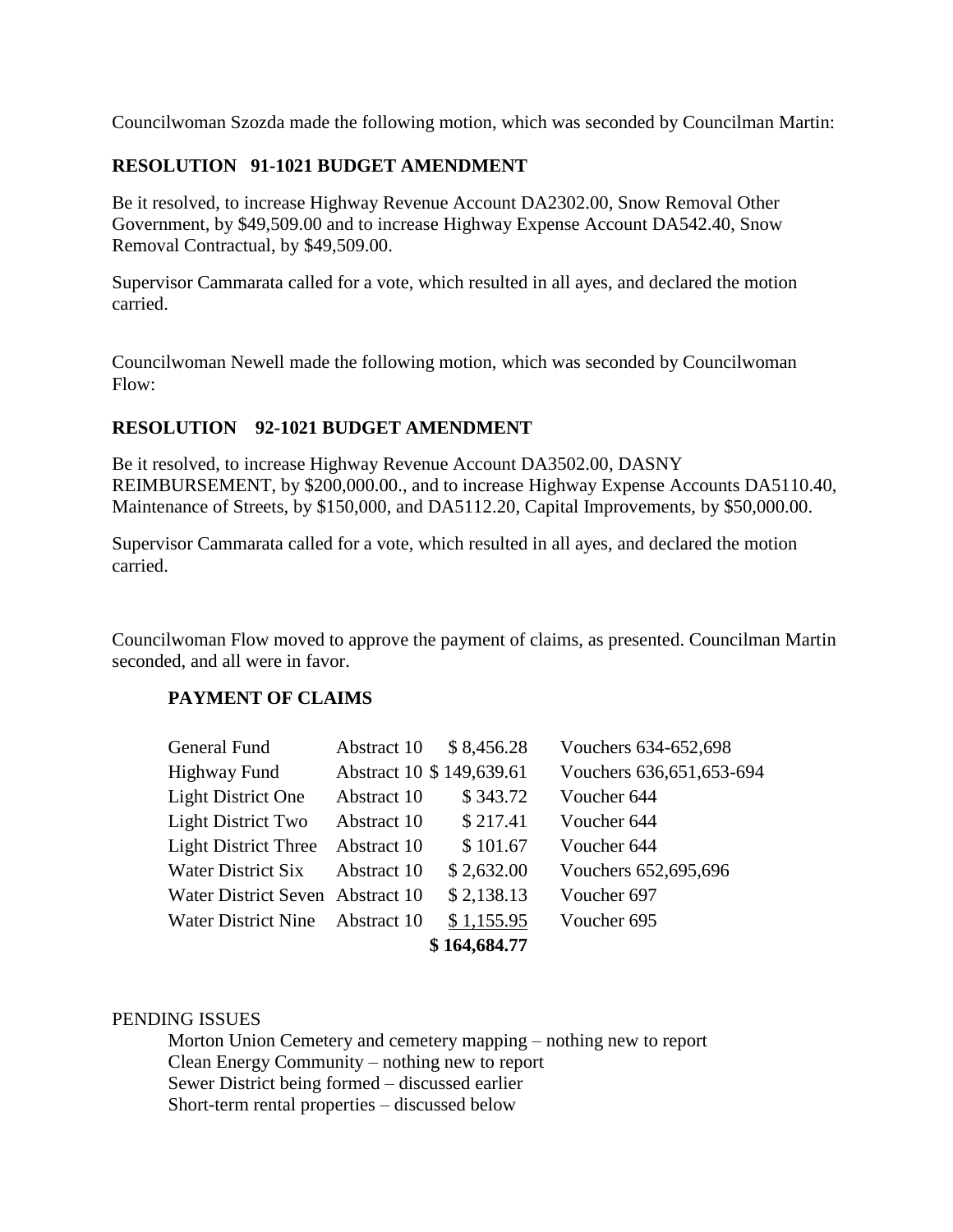Councilwoman Szozda made the following motion, which was seconded by Councilman Martin:

**RESOLUTION 91-1021 BUDGET AMENDMENT**

Be it resolved, to increase Highway Revenue Account DA2302.00, Snow Removal Other Government, by $49,509.00 and to increase Highway Expense Account DA542.40, Snow Removal Contractual, by $49,509.00.

Supervisor Cammarata called for a vote, which resulted in all ayes, and declared the motion carried.

Councilwoman Newell made the following motion, which was seconded by Councilwoman Flow:

**RESOLUTION 92-1021 BUDGET AMENDMENT**

Be it resolved, to increase Highway Revenue Account DA3502.00, DASNY REIMBURSEMENT, by $200,000.00., and to increase Highway Expense Accounts DA5110.40, Maintenance of Streets, by $150,000, and DA5112.20, Capital Improvements, by $50,000.00.

Supervisor Cammarata called for a vote, which resulted in all ayes, and declared the motion carried.

Councilwoman Flow moved to approve the payment of claims, as presented. Councilman Martin seconded, and all were in favor.

**PAYMENT OF CLAIMS**

| | | | |
|---|---|---|---|
| General Fund | Abstract 10 | $ 8,456.28 | Vouchers 634-652,698 |
| Highway Fund | Abstract 10 | $ 149,639.61 | Vouchers 636,651,653-694 |
| Light District One | Abstract 10 | $ 343.72 | Voucher 644 |
| Light District Two | Abstract 10 | $ 217.41 | Voucher 644 |
| Light District Three | Abstract 10 | $ 101.67 | Voucher 644 |
| Water District Six | Abstract 10 | $ 2,632.00 | Vouchers 652,695,696 |
| Water District Seven | Abstract 10 | $ 2,138.13 | Voucher 697 |
| Water District Nine | Abstract 10 | $ 1,155.95 | Voucher 695 |
| | | **$ 164,684.77** | |

PENDING ISSUES

Morton Union Cemetery and cemetery mapping – nothing new to report
Clean Energy Community – nothing new to report
Sewer District being formed – discussed earlier
Short-term rental properties – discussed below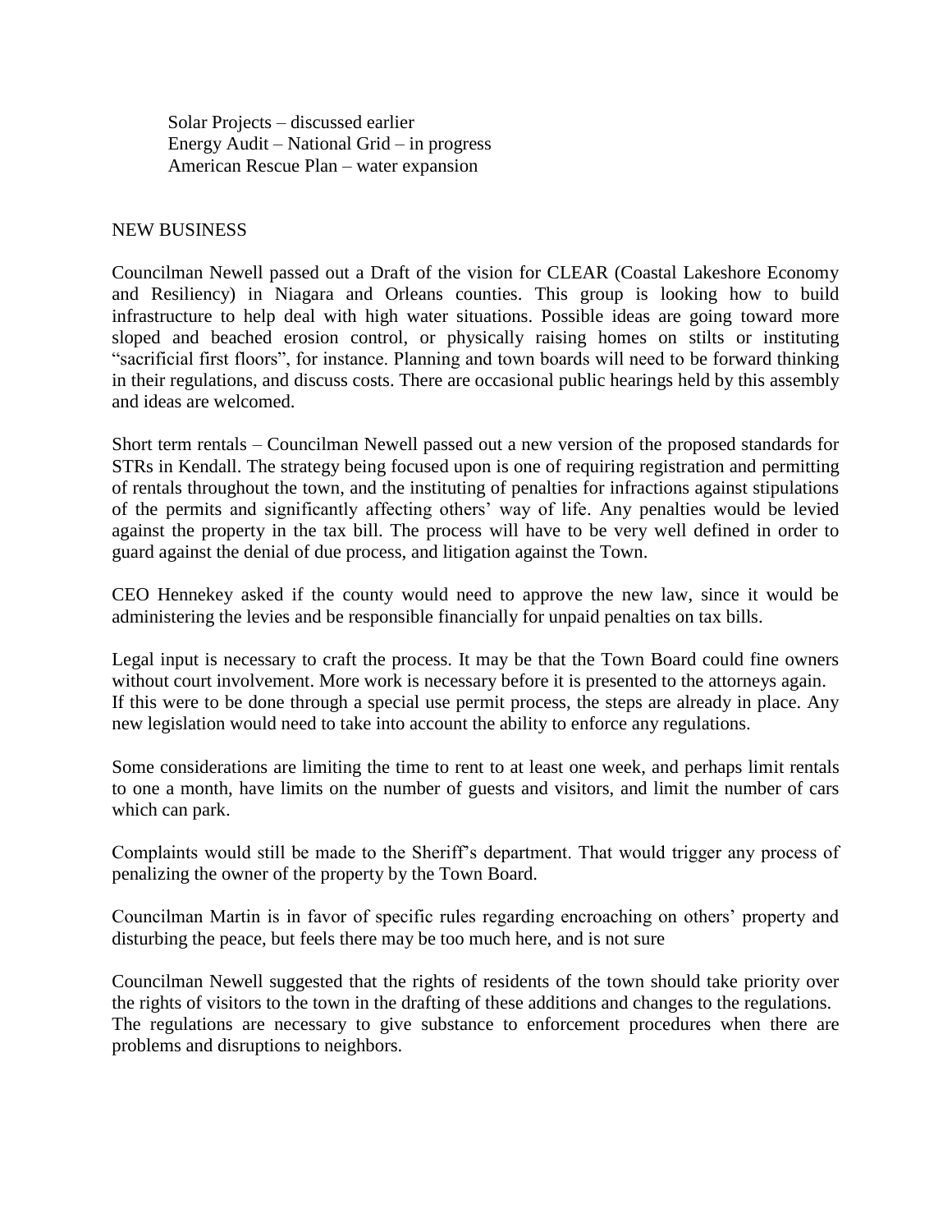Solar Projects – discussed earlier
Energy Audit – National Grid – in progress
American Rescue Plan – water expansion

NEW BUSINESS

Councilman Newell passed out a Draft of the vision for CLEAR (Coastal Lakeshore Economy and Resiliency) in Niagara and Orleans counties. This group is looking how to build infrastructure to help deal with high water situations. Possible ideas are going toward more sloped and beached erosion control, or physically raising homes on stilts or instituting "sacrificial first floors", for instance. Planning and town boards will need to be forward thinking in their regulations, and discuss costs. There are occasional public hearings held by this assembly and ideas are welcomed.

Short term rentals – Councilman Newell passed out a new version of the proposed standards for STRs in Kendall. The strategy being focused upon is one of requiring registration and permitting of rentals throughout the town, and the instituting of penalties for infractions against stipulations of the permits and significantly affecting others' way of life. Any penalties would be levied against the property in the tax bill. The process will have to be very well defined in order to guard against the denial of due process, and litigation against the Town.

CEO Hennekey asked if the county would need to approve the new law, since it would be administering the levies and be responsible financially for unpaid penalties on tax bills.

Legal input is necessary to craft the process. It may be that the Town Board could fine owners without court involvement. More work is necessary before it is presented to the attorneys again. If this were to be done through a special use permit process, the steps are already in place. Any new legislation would need to take into account the ability to enforce any regulations.

Some considerations are limiting the time to rent to at least one week, and perhaps limit rentals to one a month, have limits on the number of guests and visitors, and limit the number of cars which can park.

Complaints would still be made to the Sheriff's department. That would trigger any process of penalizing the owner of the property by the Town Board.

Councilman Martin is in favor of specific rules regarding encroaching on others' property and disturbing the peace, but feels there may be too much here, and is not sure

Councilman Newell suggested that the rights of residents of the town should take priority over the rights of visitors to the town in the drafting of these additions and changes to the regulations. The regulations are necessary to give substance to enforcement procedures when there are problems and disruptions to neighbors.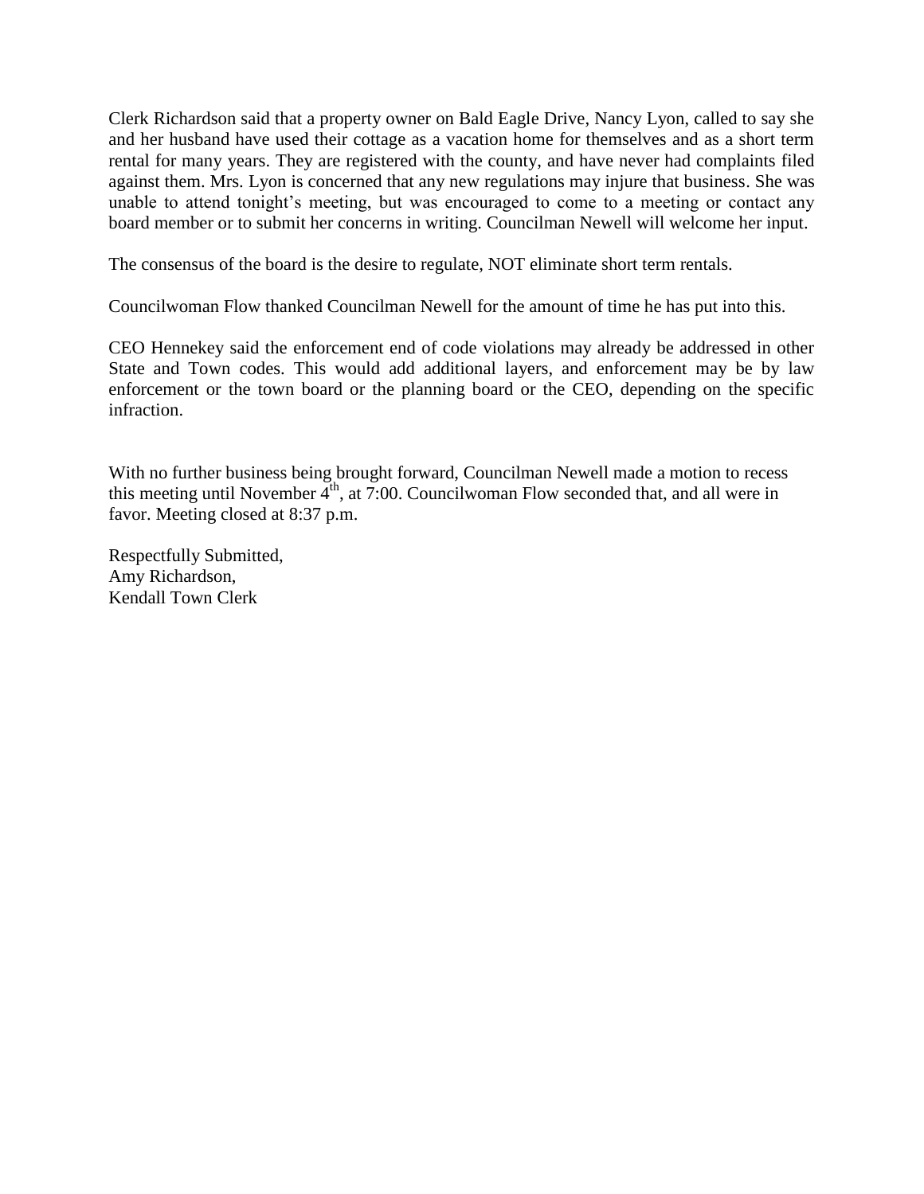Clerk Richardson said that a property owner on Bald Eagle Drive, Nancy Lyon, called to say she and her husband have used their cottage as a vacation home for themselves and as a short term rental for many years. They are registered with the county, and have never had complaints filed against them. Mrs. Lyon is concerned that any new regulations may injure that business. She was unable to attend tonight's meeting, but was encouraged to come to a meeting or contact any board member or to submit her concerns in writing. Councilman Newell will welcome her input.

The consensus of the board is the desire to regulate, NOT eliminate short term rentals.

Councilwoman Flow thanked Councilman Newell for the amount of time he has put into this.

CEO Hennekey said the enforcement end of code violations may already be addressed in other State and Town codes. This would add additional layers, and enforcement may be by law enforcement or the town board or the planning board or the CEO, depending on the specific infraction.

With no further business being brought forward, Councilman Newell made a motion to recess this meeting until November 4th, at 7:00. Councilwoman Flow seconded that, and all were in favor. Meeting closed at 8:37 p.m.

Respectfully Submitted,
Amy Richardson,
Kendall Town Clerk